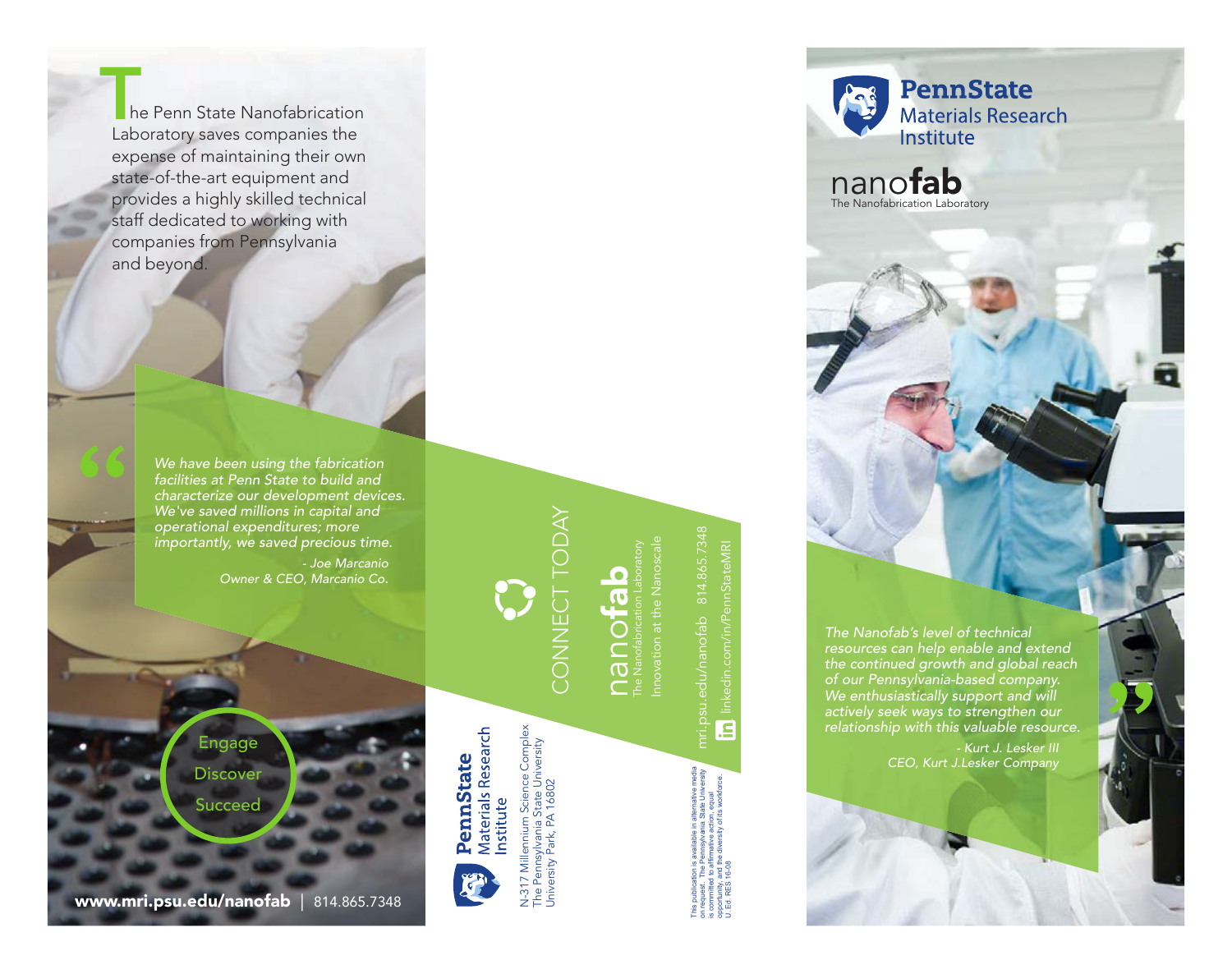The Penn State Nanofabrication Laboratory saves companies the expense of maintaining their own state-of-the-art equipment and provides a highly skilled technical staff dedicated to working with companies from Pennsylvania and beyond.

> *We have been using the fabrication facilities at Penn State to build and characterize our development devices. We've saved millions in capital and operational expenditures; more importantly, we saved precious time.*
>
> *- Joe Marcanio*
> *Owner & CEO, Marcanio Co.*

Engage

Discover

Succeed

**www.mri.psu.edu/nanofab** | 814.865.7348

**PennState** Materials Research Institute

N-317 Millennium Science Complex
The Pennsylvania State University
University Park, PA 16802

## CONNECT TODAY

nano**fab**
The Nanofabrication Laboratory
Innovation at the Nanoscale

mri.psu.edu/nanofab 814.865.7348

linkedin.com/in/PennStateMRI

This publication is available in alternative media on request. The Pennsylvania State University is committed to affirmative action, equal opportunity, and the diversity of its workforce. U. Ed. RES 16-08

# PennState Materials Research Institute

## nano**fab**

The Nanofabrication Laboratory

> *The Nanofab's level of technical resources can help enable and extend the continued growth and global reach of our Pennsylvania-based company. We enthusiastically support and will actively seek ways to strengthen our relationship with this valuable resource.*
>
> *- Kurt J. Lesker III*
> *CEO, Kurt J.Lesker Company*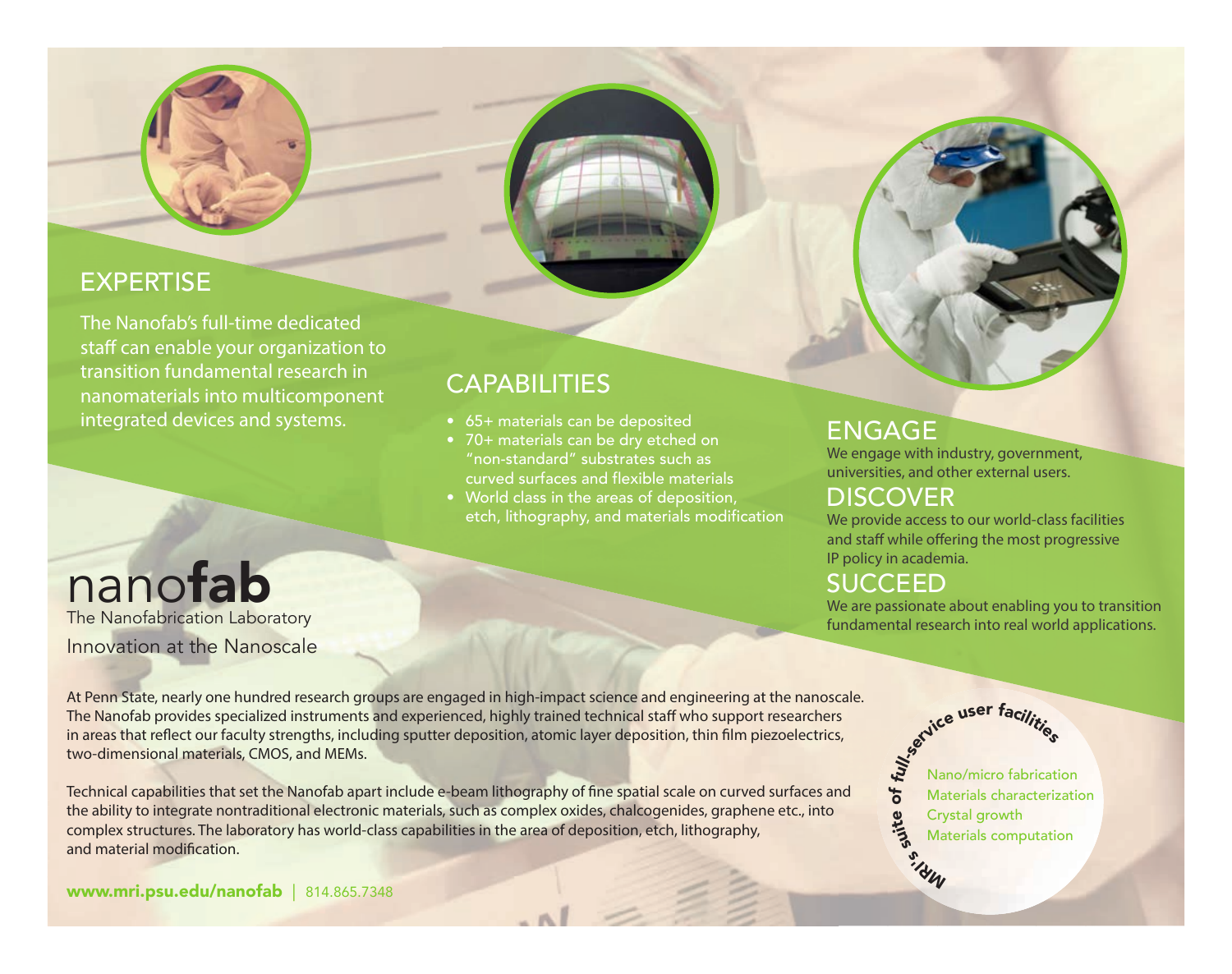## EXPERTISE

The Nanofab's full-time dedicated staff can enable your organization to transition fundamental research in nanomaterials into multicomponent integrated devices and systems.

## CAPABILITIES

- 65+ materials can be deposited
- 70+ materials can be dry etched on "non-standard" substrates such as curved surfaces and flexible materials
- World class in the areas of deposition, etch, lithography, and materials modification

## ENGAGE

We engage with industry, government, universities, and other external users.

## DISCOVER

We provide access to our world-class facilities and staff while offering the most progressive IP policy in academia.

## SUCCEED

We are passionate about enabling you to transition fundamental research into real world applications.

# nano**fab**

The Nanofabrication Laboratory

Innovation at the Nanoscale

At Penn State, nearly one hundred research groups are engaged in high-impact science and engineering at the nanoscale. The Nanofab provides specialized instruments and experienced, highly trained technical staff who support researchers in areas that reflect our faculty strengths, including sputter deposition, atomic layer deposition, thin film piezoelectrics, two-dimensional materials, CMOS, and MEMs.

Technical capabilities that set the Nanofab apart include e-beam lithography of fine spatial scale on curved surfaces and the ability to integrate nontraditional electronic materials, such as complex oxides, chalcogenides, graphene etc., into complex structures. The laboratory has world-class capabilities in the area of deposition, etch, lithography, and material modification.

**MRI's suite of full-service user facilities**

- Nano/micro fabrication
- Materials characterization
- Crystal growth
- Materials computation

**www.mri.psu.edu/nanofab** | 814.865.7348